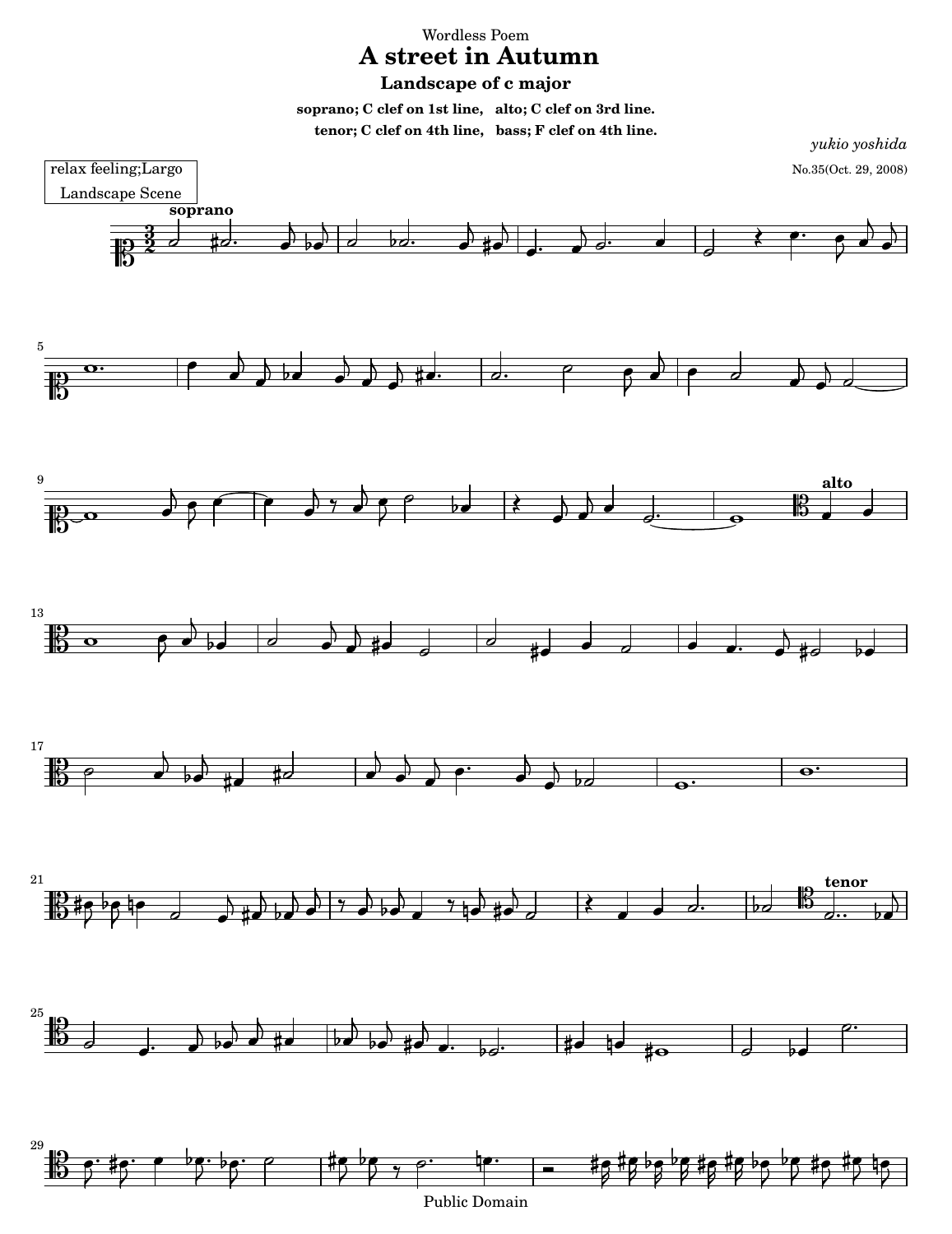Wordless Poem

# A street in Autumn

## Landscape of c major

**soprano; C clef on 1st line, alto; C clef on 3rd line.**
**tenor; C clef on 4th line, bass; F clef on 4th line.**

*yukio yoshida*

relax feeling;Largo
Landscape Scene

No.35(Oct. 29, 2008)

Public Domain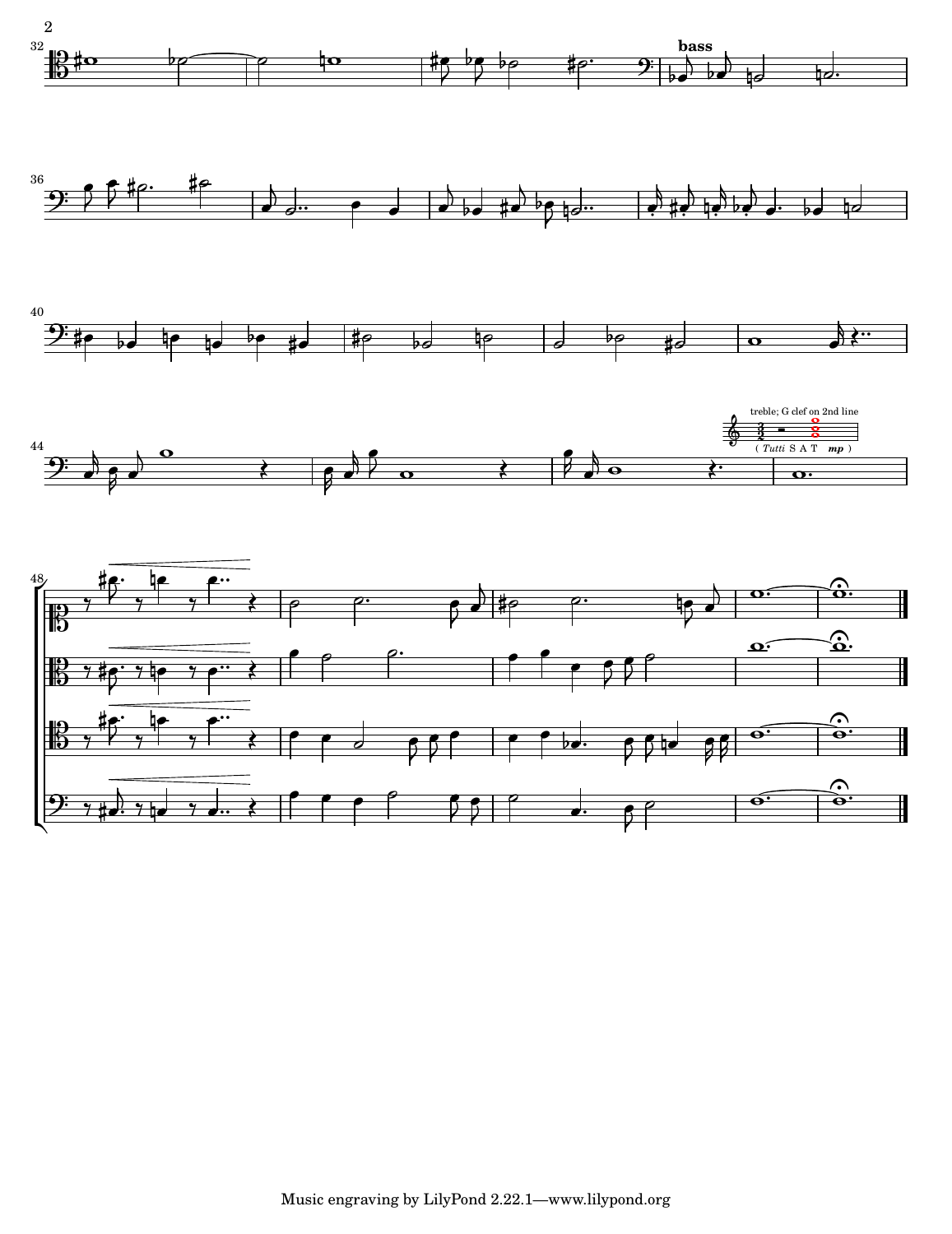bass

treble; G clef on 2nd line

( *Tutti* S A T *mp* )